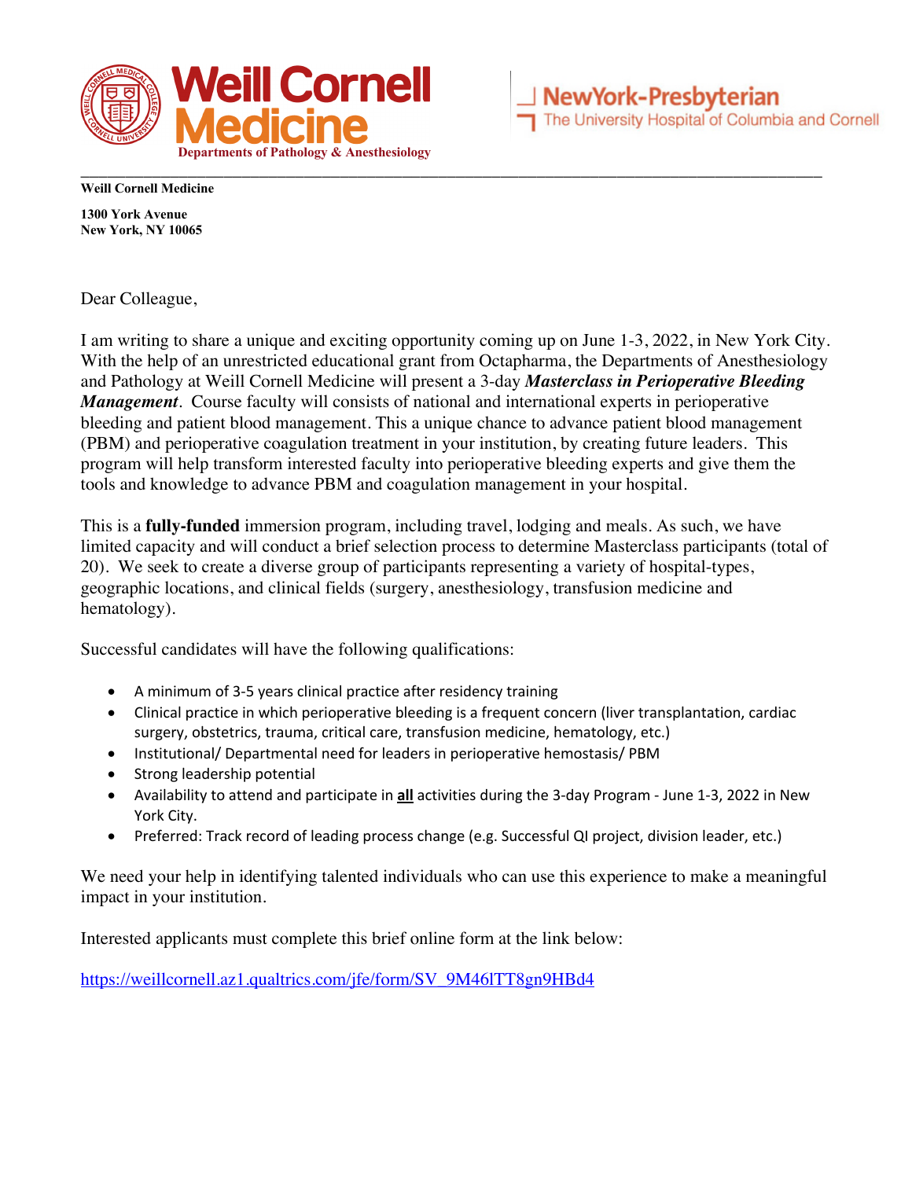**Weill Cornell Medicine**

**Departments of Pathology & Anesthesiology**

**NewYork-Presbyterian**
The University Hospital of Columbia and Cornell

---

**Weill Cornell Medicine**

**1300 York Avenue**
**New York, NY 10065**

Dear Colleague,

I am writing to share a unique and exciting opportunity coming up on June 1-3, 2022, in New York City. With the help of an unrestricted educational grant from Octapharma, the Departments of Anesthesiology and Pathology at Weill Cornell Medicine will present a 3-day ***Masterclass in Perioperative Bleeding Management***. Course faculty will consists of national and international experts in perioperative bleeding and patient blood management. This a unique chance to advance patient blood management (PBM) and perioperative coagulation treatment in your institution, by creating future leaders. This program will help transform interested faculty into perioperative bleeding experts and give them the tools and knowledge to advance PBM and coagulation management in your hospital.

This is a **fully-funded** immersion program, including travel, lodging and meals. As such, we have limited capacity and will conduct a brief selection process to determine Masterclass participants (total of 20). We seek to create a diverse group of participants representing a variety of hospital-types, geographic locations, and clinical fields (surgery, anesthesiology, transfusion medicine and hematology).

Successful candidates will have the following qualifications:

- A minimum of 3-5 years clinical practice after residency training
- Clinical practice in which perioperative bleeding is a frequent concern (liver transplantation, cardiac surgery, obstetrics, trauma, critical care, transfusion medicine, hematology, etc.)
- Institutional/ Departmental need for leaders in perioperative hemostasis/ PBM
- Strong leadership potential
- Availability to attend and participate in **all** activities during the 3-day Program - June 1-3, 2022 in New York City.
- Preferred: Track record of leading process change (e.g. Successful QI project, division leader, etc.)

We need your help in identifying talented individuals who can use this experience to make a meaningful impact in your institution.

Interested applicants must complete this brief online form at the link below:

https://weillcornell.az1.qualtrics.com/jfe/form/SV_9M46lTT8gn9HBd4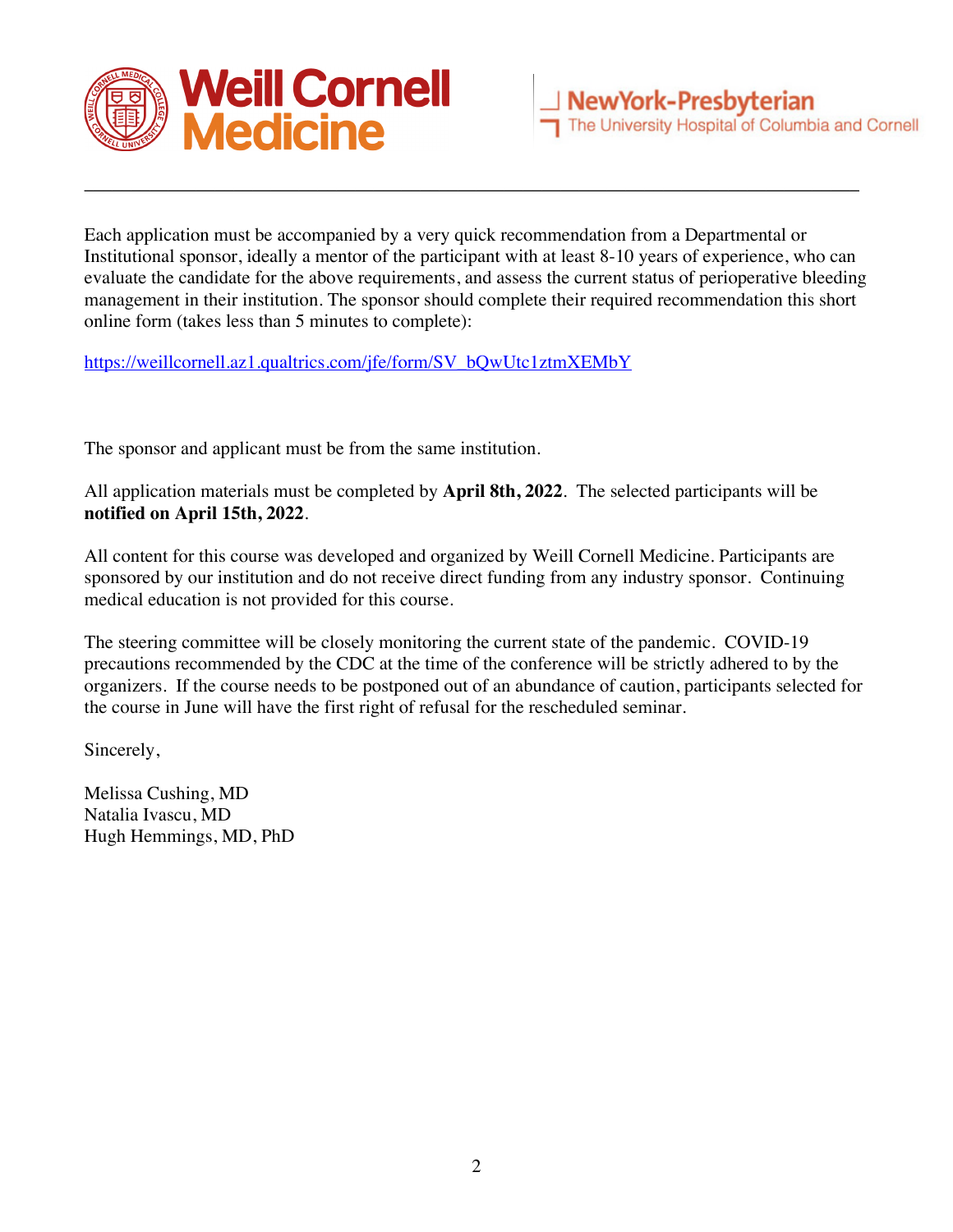Each application must be accompanied by a very quick recommendation from a Departmental or Institutional sponsor, ideally a mentor of the participant with at least 8-10 years of experience, who can evaluate the candidate for the above requirements, and assess the current status of perioperative bleeding management in their institution. The sponsor should complete their required recommendation this short online form (takes less than 5 minutes to complete):

https://weillcornell.az1.qualtrics.com/jfe/form/SV_bQwUtc1ztmXEMbY

The sponsor and applicant must be from the same institution.

All application materials must be completed by **April 8th, 2022**. The selected participants will be **notified on April 15th, 2022**.

All content for this course was developed and organized by Weill Cornell Medicine. Participants are sponsored by our institution and do not receive direct funding from any industry sponsor. Continuing medical education is not provided for this course.

The steering committee will be closely monitoring the current state of the pandemic. COVID-19 precautions recommended by the CDC at the time of the conference will be strictly adhered to by the organizers. If the course needs to be postponed out of an abundance of caution, participants selected for the course in June will have the first right of refusal for the rescheduled seminar.

Sincerely,

Melissa Cushing, MD
Natalia Ivascu, MD
Hugh Hemmings, MD, PhD